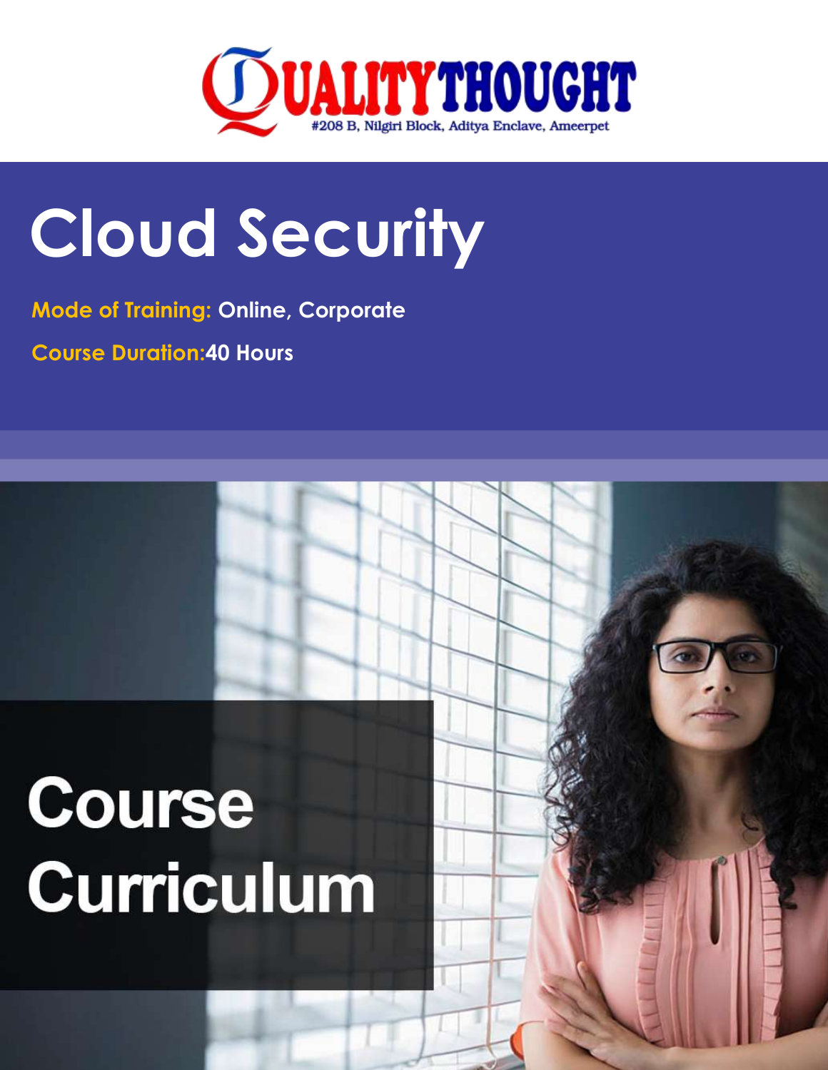QUALITY THOUGHT

#208 B, Nilgiri Block, Aditya Enclave, Ameerpet

# Cloud Security

**Mode of Training:** Online, Corporate

**Course Duration:** 40 Hours

## Course Curriculum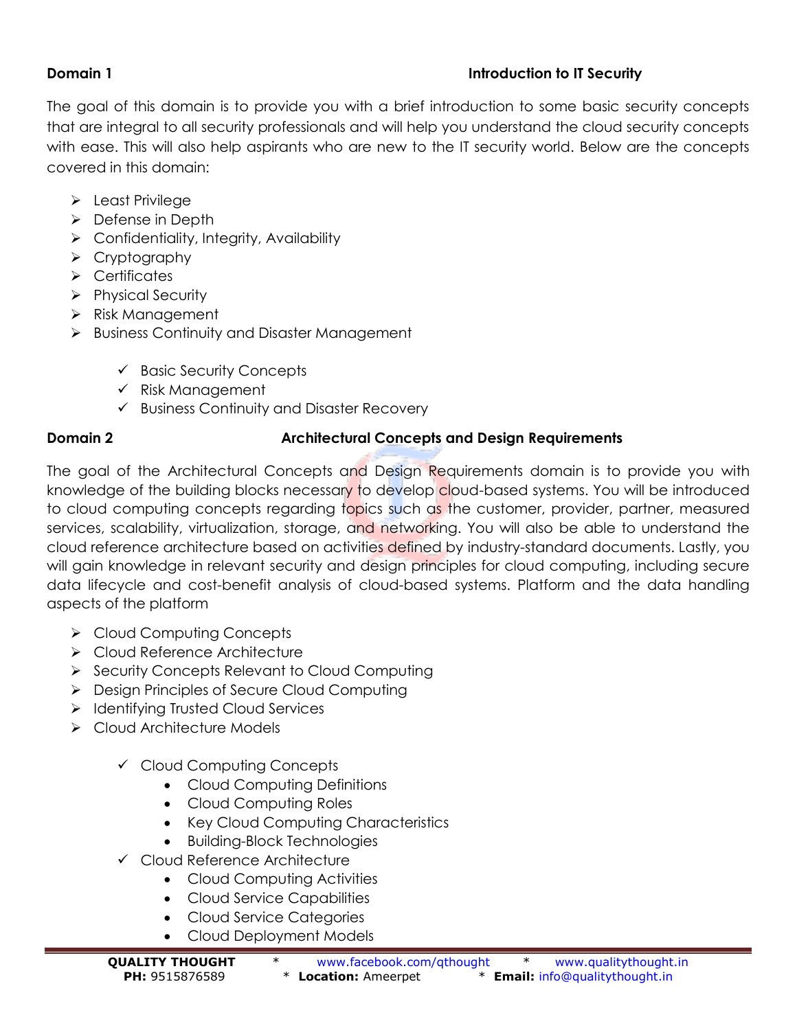**Domain 1** **Introduction to IT Security**

The goal of this domain is to provide you with a brief introduction to some basic security concepts that are integral to all security professionals and will help you understand the cloud security concepts with ease. This will also help aspirants who are new to the IT security world. Below are the concepts covered in this domain:

- Least Privilege
- Defense in Depth
- Confidentiality, Integrity, Availability
- Cryptography
- Certificates
- Physical Security
- Risk Management
- Business Continuity and Disaster Management
    - ✓ Basic Security Concepts
    - ✓ Risk Management
    - ✓ Business Continuity and Disaster Recovery

**Domain 2** **Architectural Concepts and Design Requirements**

The goal of the Architectural Concepts and Design Requirements domain is to provide you with knowledge of the building blocks necessary to develop cloud-based systems. You will be introduced to cloud computing concepts regarding topics such as the customer, provider, partner, measured services, scalability, virtualization, storage, and networking. You will also be able to understand the cloud reference architecture based on activities defined by industry-standard documents. Lastly, you will gain knowledge in relevant security and design principles for cloud computing, including secure data lifecycle and cost-benefit analysis of cloud-based systems. Platform and the data handling aspects of the platform

- Cloud Computing Concepts
- Cloud Reference Architecture
- Security Concepts Relevant to Cloud Computing
- Design Principles of Secure Cloud Computing
- Identifying Trusted Cloud Services
- Cloud Architecture Models
    - ✓ Cloud Computing Concepts
        - Cloud Computing Definitions
        - Cloud Computing Roles
        - Key Cloud Computing Characteristics
        - Building-Block Technologies
    - ✓ Cloud Reference Architecture
        - Cloud Computing Activities
        - Cloud Service Capabilities
        - Cloud Service Categories
        - Cloud Deployment Models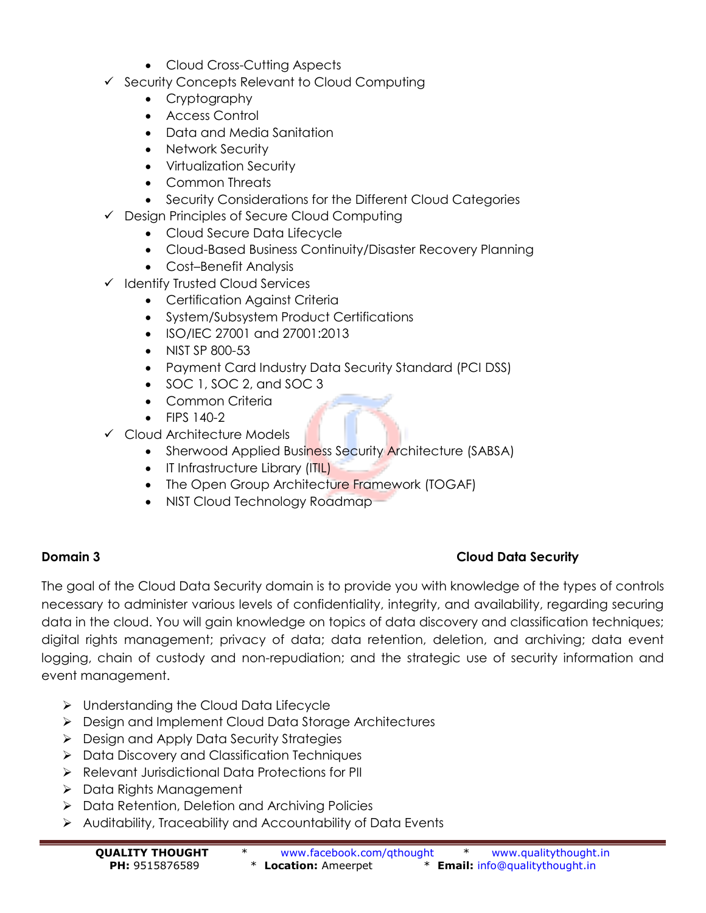- Cloud Cross-Cutting Aspects
- ✓ Security Concepts Relevant to Cloud Computing
    - Cryptography
    - Access Control
    - Data and Media Sanitation
    - Network Security
    - Virtualization Security
    - Common Threats
    - Security Considerations for the Different Cloud Categories
- ✓ Design Principles of Secure Cloud Computing
    - Cloud Secure Data Lifecycle
    - Cloud-Based Business Continuity/Disaster Recovery Planning
    - Cost–Benefit Analysis
- ✓ Identify Trusted Cloud Services
    - Certification Against Criteria
    - System/Subsystem Product Certifications
    - ISO/IEC 27001 and 27001:2013
    - NIST SP 800-53
    - Payment Card Industry Data Security Standard (PCI DSS)
    - SOC 1, SOC 2, and SOC 3
    - Common Criteria
    - FIPS 140-2
- ✓ Cloud Architecture Models
    - Sherwood Applied Business Security Architecture (SABSA)
    - IT Infrastructure Library (ITIL)
    - The Open Group Architecture Framework (TOGAF)
    - NIST Cloud Technology Roadmap

## Domain 3 Cloud Data Security

The goal of the Cloud Data Security domain is to provide you with knowledge of the types of controls necessary to administer various levels of confidentiality, integrity, and availability, regarding securing data in the cloud. You will gain knowledge on topics of data discovery and classification techniques; digital rights management; privacy of data; data retention, deletion, and archiving; data event logging, chain of custody and non-repudiation; and the strategic use of security information and event management.

- ➢ Understanding the Cloud Data Lifecycle
- ➢ Design and Implement Cloud Data Storage Architectures
- ➢ Design and Apply Data Security Strategies
- ➢ Data Discovery and Classification Techniques
- ➢ Relevant Jurisdictional Data Protections for PII
- ➢ Data Rights Management
- ➢ Data Retention, Deletion and Archiving Policies
- ➢ Auditability, Traceability and Accountability of Data Events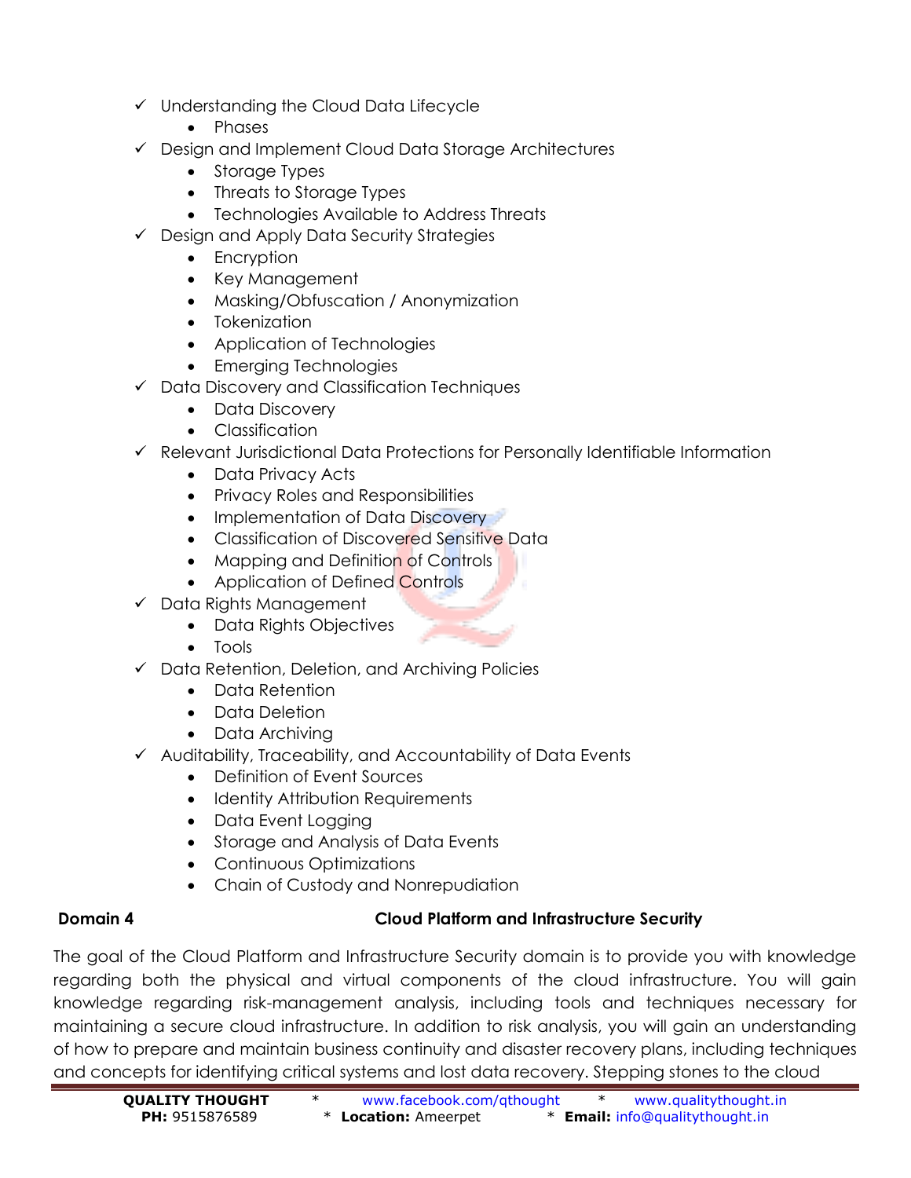- ✓ Understanding the Cloud Data Lifecycle
  - Phases
- ✓ Design and Implement Cloud Data Storage Architectures
  - Storage Types
  - Threats to Storage Types
  - Technologies Available to Address Threats
- ✓ Design and Apply Data Security Strategies
  - Encryption
  - Key Management
  - Masking/Obfuscation / Anonymization
  - Tokenization
  - Application of Technologies
  - Emerging Technologies
- ✓ Data Discovery and Classification Techniques
  - Data Discovery
  - Classification
- ✓ Relevant Jurisdictional Data Protections for Personally Identifiable Information
  - Data Privacy Acts
  - Privacy Roles and Responsibilities
  - Implementation of Data Discovery
  - Classification of Discovered Sensitive Data
  - Mapping and Definition of Controls
  - Application of Defined Controls
- ✓ Data Rights Management
  - Data Rights Objectives
  - Tools
- ✓ Data Retention, Deletion, and Archiving Policies
  - Data Retention
  - Data Deletion
  - Data Archiving
- ✓ Auditability, Traceability, and Accountability of Data Events
  - Definition of Event Sources
  - Identity Attribution Requirements
  - Data Event Logging
  - Storage and Analysis of Data Events
  - Continuous Optimizations
  - Chain of Custody and Nonrepudiation

## Domain 4 Cloud Platform and Infrastructure Security

The goal of the Cloud Platform and Infrastructure Security domain is to provide you with knowledge regarding both the physical and virtual components of the cloud infrastructure. You will gain knowledge regarding risk-management analysis, including tools and techniques necessary for maintaining a secure cloud infrastructure. In addition to risk analysis, you will gain an understanding of how to prepare and maintain business continuity and disaster recovery plans, including techniques and concepts for identifying critical systems and lost data recovery. Stepping stones to the cloud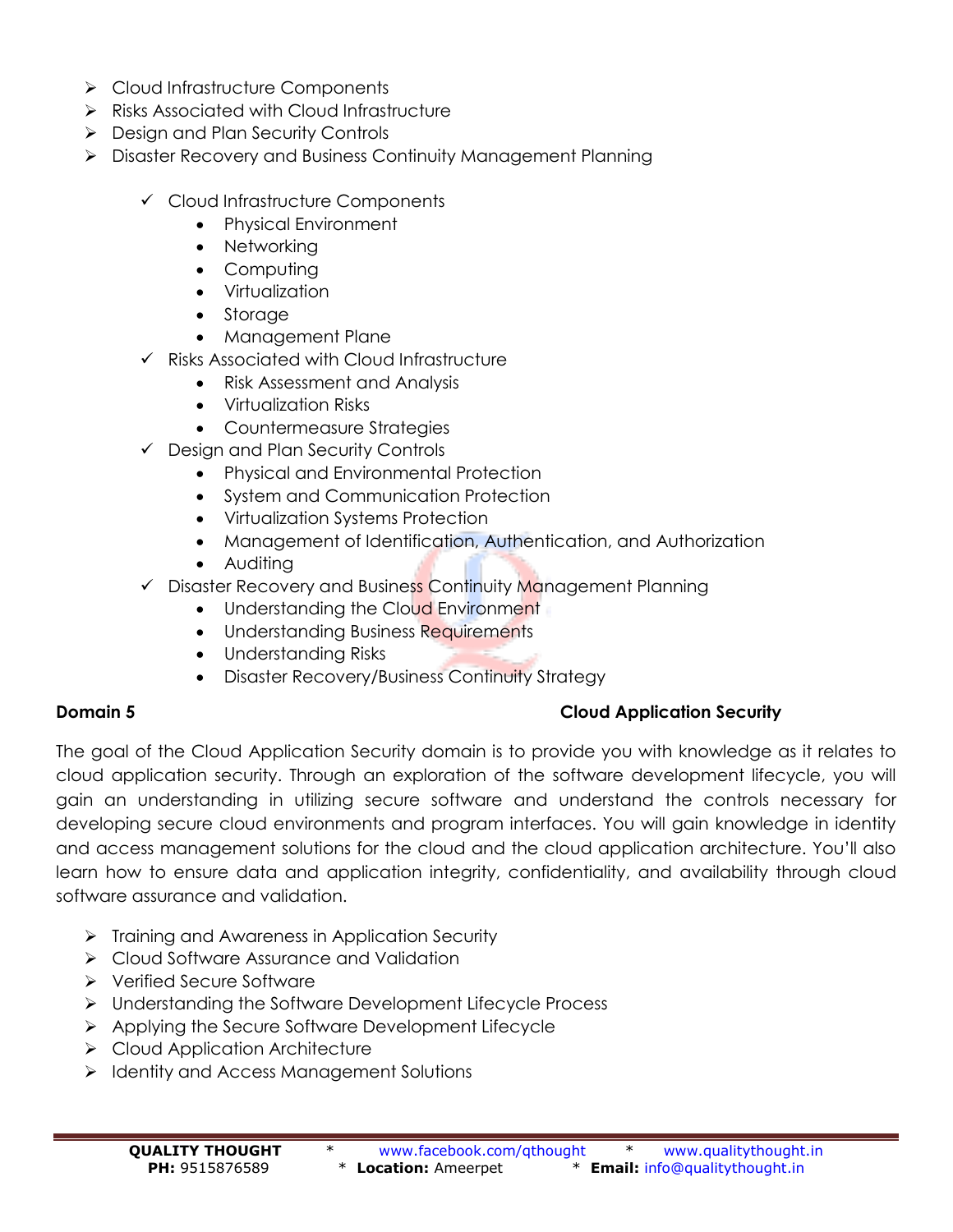- Cloud Infrastructure Components
- Risks Associated with Cloud Infrastructure
- Design and Plan Security Controls
- Disaster Recovery and Business Continuity Management Planning

  - ✓ Cloud Infrastructure Components
    - Physical Environment
    - Networking
    - Computing
    - Virtualization
    - Storage
    - Management Plane
  - ✓ Risks Associated with Cloud Infrastructure
    - Risk Assessment and Analysis
    - Virtualization Risks
    - Countermeasure Strategies
  - ✓ Design and Plan Security Controls
    - Physical and Environmental Protection
    - System and Communication Protection
    - Virtualization Systems Protection
    - Management of Identification, Authentication, and Authorization
    - Auditing
  - ✓ Disaster Recovery and Business Continuity Management Planning
    - Understanding the Cloud Environment
    - Understanding Business Requirements
    - Understanding Risks
    - Disaster Recovery/Business Continuity Strategy

**Domain 5 — Cloud Application Security**

The goal of the Cloud Application Security domain is to provide you with knowledge as it relates to cloud application security. Through an exploration of the software development lifecycle, you will gain an understanding in utilizing secure software and understand the controls necessary for developing secure cloud environments and program interfaces. You will gain knowledge in identity and access management solutions for the cloud and the cloud application architecture. You'll also learn how to ensure data and application integrity, confidentiality, and availability through cloud software assurance and validation.

- Training and Awareness in Application Security
- Cloud Software Assurance and Validation
- Verified Secure Software
- Understanding the Software Development Lifecycle Process
- Applying the Secure Software Development Lifecycle
- Cloud Application Architecture
- Identity and Access Management Solutions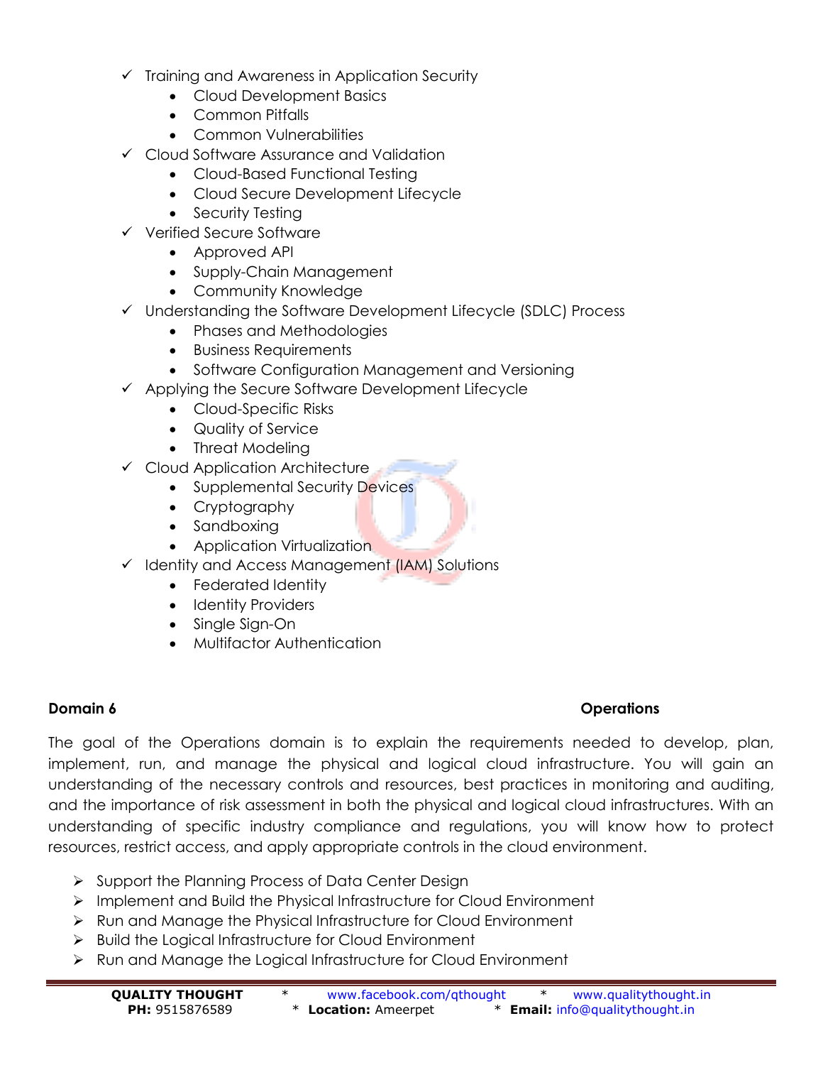- ✓ Training and Awareness in Application Security
    - Cloud Development Basics
    - Common Pitfalls
    - Common Vulnerabilities
- ✓ Cloud Software Assurance and Validation
    - Cloud-Based Functional Testing
    - Cloud Secure Development Lifecycle
    - Security Testing
- ✓ Verified Secure Software
    - Approved API
    - Supply-Chain Management
    - Community Knowledge
- ✓ Understanding the Software Development Lifecycle (SDLC) Process
    - Phases and Methodologies
    - Business Requirements
    - Software Configuration Management and Versioning
- ✓ Applying the Secure Software Development Lifecycle
    - Cloud-Specific Risks
    - Quality of Service
    - Threat Modeling
- ✓ Cloud Application Architecture
    - Supplemental Security Devices
    - Cryptography
    - Sandboxing
    - Application Virtualization
- ✓ Identity and Access Management (IAM) Solutions
    - Federated Identity
    - Identity Providers
    - Single Sign-On
    - Multifactor Authentication

## Domain 6 — Operations

The goal of the Operations domain is to explain the requirements needed to develop, plan, implement, run, and manage the physical and logical cloud infrastructure. You will gain an understanding of the necessary controls and resources, best practices in monitoring and auditing, and the importance of risk assessment in both the physical and logical cloud infrastructures. With an understanding of specific industry compliance and regulations, you will know how to protect resources, restrict access, and apply appropriate controls in the cloud environment.

- ➢ Support the Planning Process of Data Center Design
- ➢ Implement and Build the Physical Infrastructure for Cloud Environment
- ➢ Run and Manage the Physical Infrastructure for Cloud Environment
- ➢ Build the Logical Infrastructure for Cloud Environment
- ➢ Run and Manage the Logical Infrastructure for Cloud Environment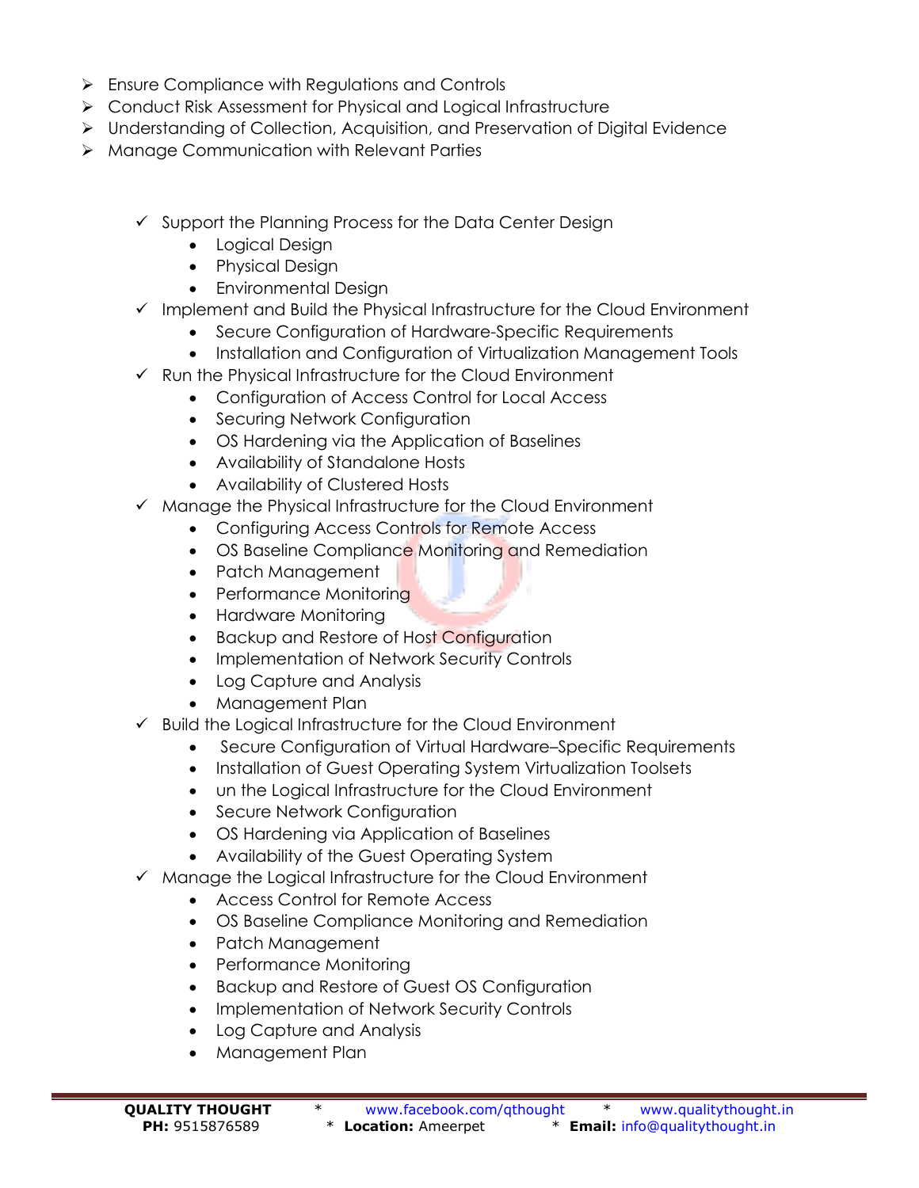- Ensure Compliance with Regulations and Controls
- Conduct Risk Assessment for Physical and Logical Infrastructure
- Understanding of Collection, Acquisition, and Preservation of Digital Evidence
- Manage Communication with Relevant Parties

  - ✓ Support the Planning Process for the Data Center Design
    - Logical Design
    - Physical Design
    - Environmental Design
  - ✓ Implement and Build the Physical Infrastructure for the Cloud Environment
    - Secure Configuration of Hardware-Specific Requirements
    - Installation and Configuration of Virtualization Management Tools
  - ✓ Run the Physical Infrastructure for the Cloud Environment
    - Configuration of Access Control for Local Access
    - Securing Network Configuration
    - OS Hardening via the Application of Baselines
    - Availability of Standalone Hosts
    - Availability of Clustered Hosts
  - ✓ Manage the Physical Infrastructure for the Cloud Environment
    - Configuring Access Controls for Remote Access
    - OS Baseline Compliance Monitoring and Remediation
    - Patch Management
    - Performance Monitoring
    - Hardware Monitoring
    - Backup and Restore of Host Configuration
    - Implementation of Network Security Controls
    - Log Capture and Analysis
    - Management Plan
  - ✓ Build the Logical Infrastructure for the Cloud Environment
    - Secure Configuration of Virtual Hardware–Specific Requirements
    - Installation of Guest Operating System Virtualization Toolsets
    - un the Logical Infrastructure for the Cloud Environment
    - Secure Network Configuration
    - OS Hardening via Application of Baselines
    - Availability of the Guest Operating System
  - ✓ Manage the Logical Infrastructure for the Cloud Environment
    - Access Control for Remote Access
    - OS Baseline Compliance Monitoring and Remediation
    - Patch Management
    - Performance Monitoring
    - Backup and Restore of Guest OS Configuration
    - Implementation of Network Security Controls
    - Log Capture and Analysis
    - Management Plan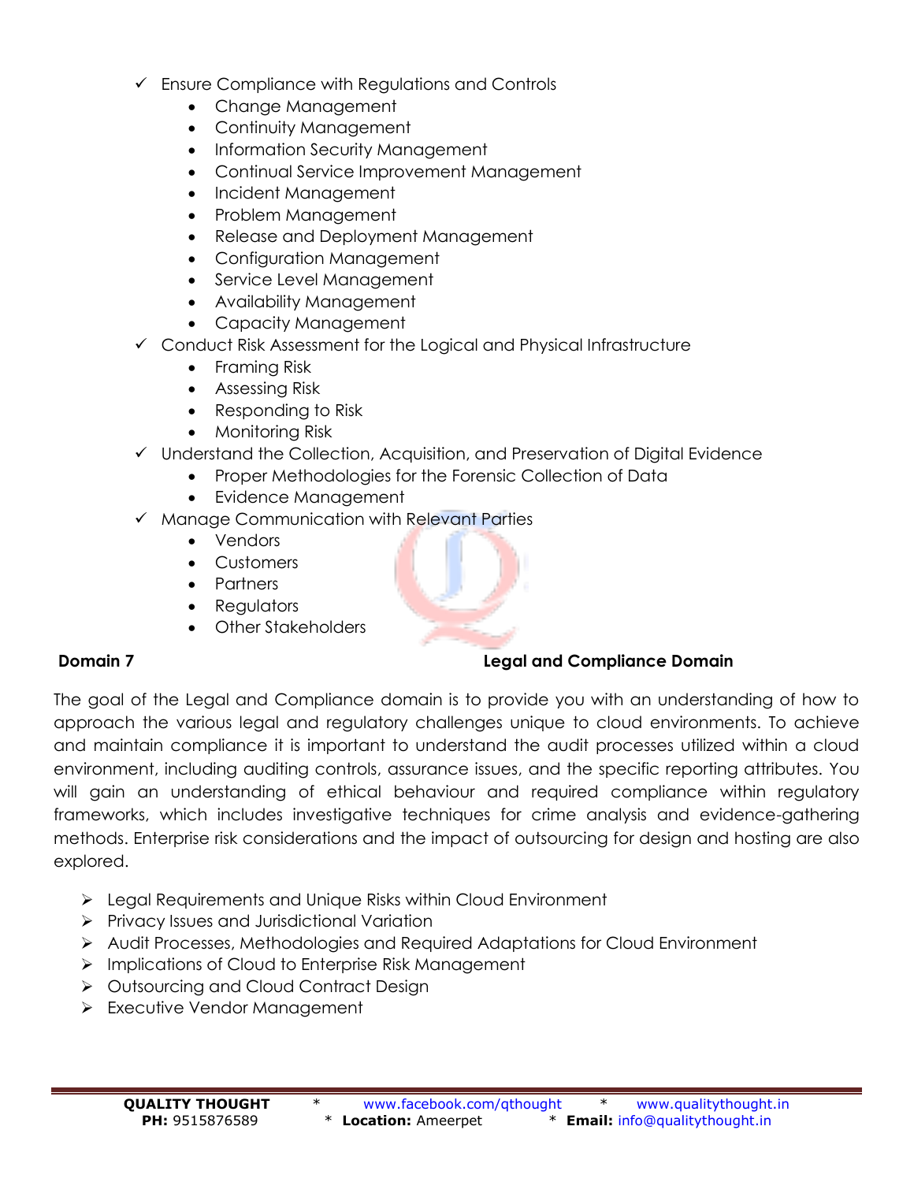- ✓ Ensure Compliance with Regulations and Controls
  - Change Management
  - Continuity Management
  - Information Security Management
  - Continual Service Improvement Management
  - Incident Management
  - Problem Management
  - Release and Deployment Management
  - Configuration Management
  - Service Level Management
  - Availability Management
  - Capacity Management
- ✓ Conduct Risk Assessment for the Logical and Physical Infrastructure
  - Framing Risk
  - Assessing Risk
  - Responding to Risk
  - Monitoring Risk
- ✓ Understand the Collection, Acquisition, and Preservation of Digital Evidence
  - Proper Methodologies for the Forensic Collection of Data
  - Evidence Management
- ✓ Manage Communication with Relevant Parties
  - Vendors
  - Customers
  - Partners
  - Regulators
  - Other Stakeholders

## Domain 7 — Legal and Compliance Domain

The goal of the Legal and Compliance domain is to provide you with an understanding of how to approach the various legal and regulatory challenges unique to cloud environments. To achieve and maintain compliance it is important to understand the audit processes utilized within a cloud environment, including auditing controls, assurance issues, and the specific reporting attributes. You will gain an understanding of ethical behaviour and required compliance within regulatory frameworks, which includes investigative techniques for crime analysis and evidence-gathering methods. Enterprise risk considerations and the impact of outsourcing for design and hosting are also explored.

- ➢ Legal Requirements and Unique Risks within Cloud Environment
- ➢ Privacy Issues and Jurisdictional Variation
- ➢ Audit Processes, Methodologies and Required Adaptations for Cloud Environment
- ➢ Implications of Cloud to Enterprise Risk Management
- ➢ Outsourcing and Cloud Contract Design
- ➢ Executive Vendor Management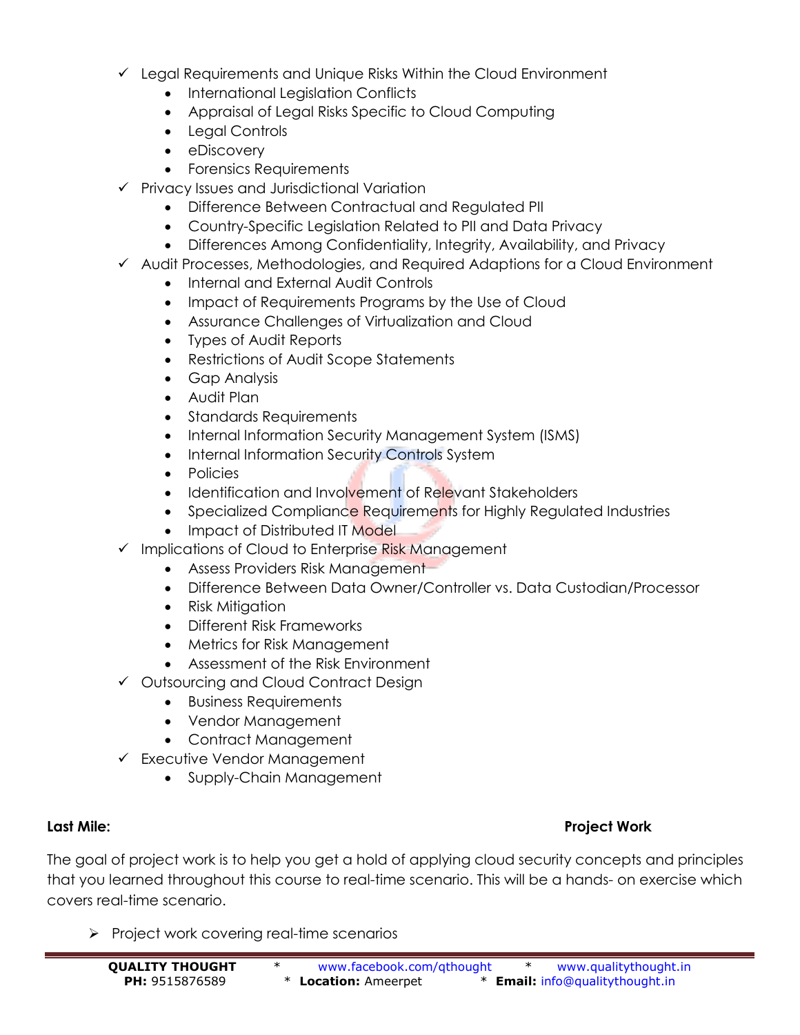- ✓ Legal Requirements and Unique Risks Within the Cloud Environment
    - International Legislation Conflicts
    - Appraisal of Legal Risks Specific to Cloud Computing
    - Legal Controls
    - eDiscovery
    - Forensics Requirements
- ✓ Privacy Issues and Jurisdictional Variation
    - Difference Between Contractual and Regulated PII
    - Country-Specific Legislation Related to PII and Data Privacy
    - Differences Among Confidentiality, Integrity, Availability, and Privacy
- ✓ Audit Processes, Methodologies, and Required Adaptions for a Cloud Environment
    - Internal and External Audit Controls
    - Impact of Requirements Programs by the Use of Cloud
    - Assurance Challenges of Virtualization and Cloud
    - Types of Audit Reports
    - Restrictions of Audit Scope Statements
    - Gap Analysis
    - Audit Plan
    - Standards Requirements
    - Internal Information Security Management System (ISMS)
    - Internal Information Security Controls System
    - Policies
    - Identification and Involvement of Relevant Stakeholders
    - Specialized Compliance Requirements for Highly Regulated Industries
    - Impact of Distributed IT Model
- ✓ Implications of Cloud to Enterprise Risk Management
    - Assess Providers Risk Management
    - Difference Between Data Owner/Controller vs. Data Custodian/Processor
    - Risk Mitigation
    - Different Risk Frameworks
    - Metrics for Risk Management
    - Assessment of the Risk Environment
- ✓ Outsourcing and Cloud Contract Design
    - Business Requirements
    - Vendor Management
    - Contract Management
- ✓ Executive Vendor Management
    - Supply-Chain Management

**Last Mile:** **Project Work**

The goal of project work is to help you get a hold of applying cloud security concepts and principles that you learned throughout this course to real-time scenario. This will be a hands- on exercise which covers real-time scenario.

- ➢ Project work covering real-time scenarios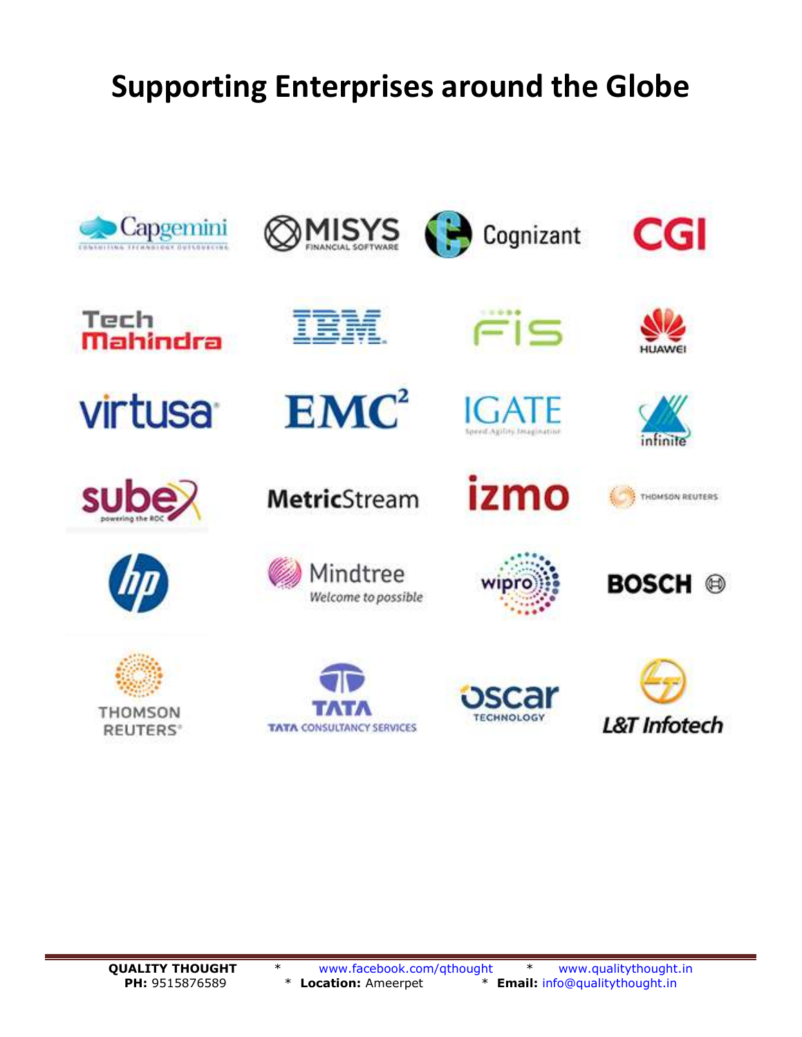# Supporting Enterprises around the Globe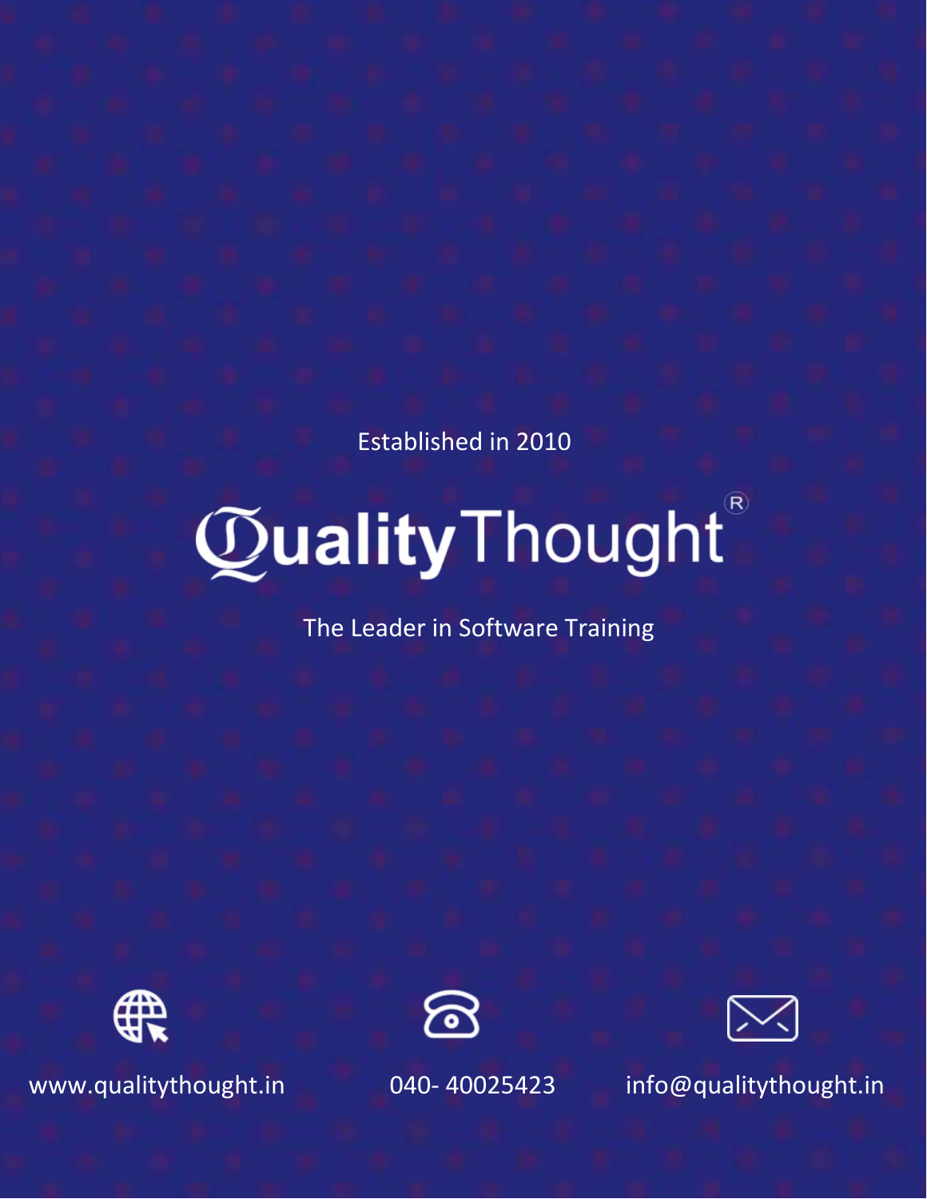Established in 2010

# QualityThought®

The Leader in Software Training

www.qualitythought.in

040- 40025423

info@qualitythought.in